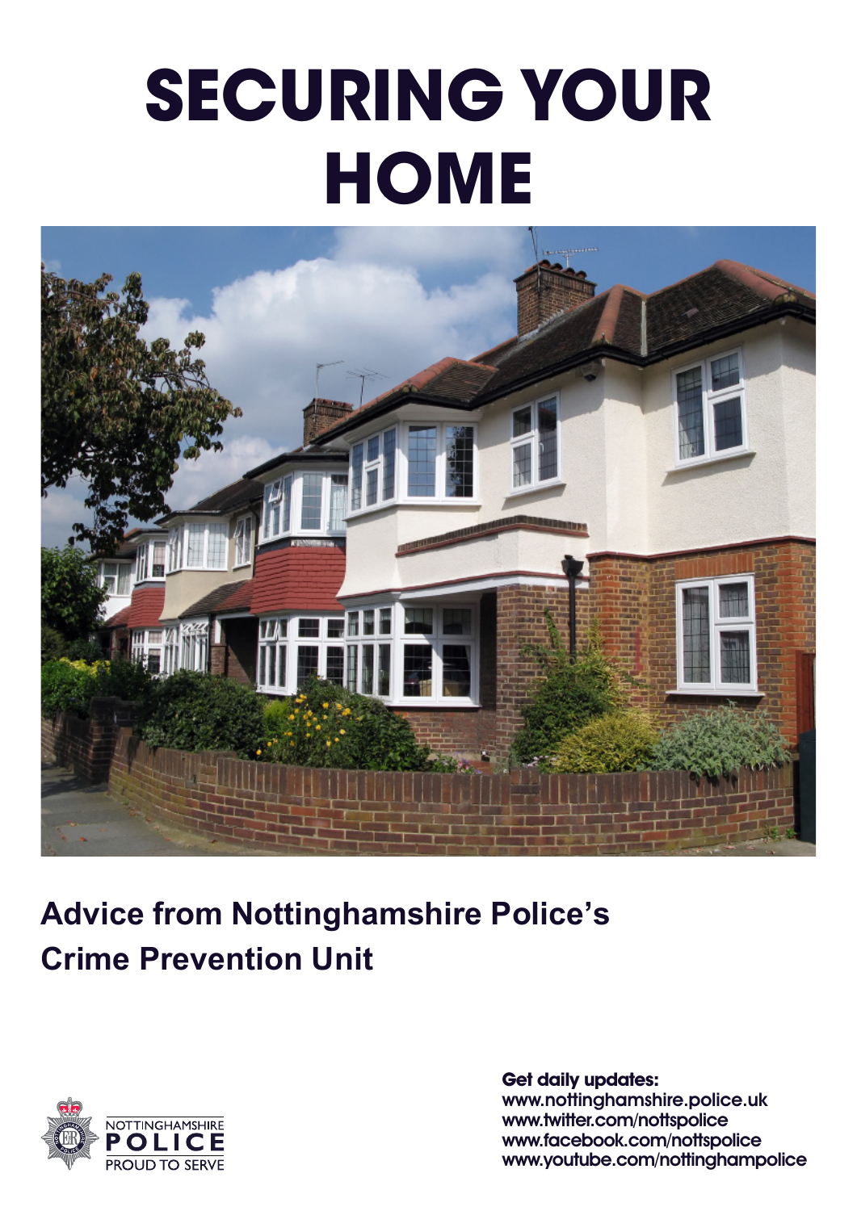# SECURING YOUR HOME

## Advice from Nottinghamshire Police's Crime Prevention Unit

NOTTINGHAMSHIRE
POLICE
PROUD TO SERVE

**Get daily updates:**
**www.nottinghamshire.police.uk**
**www.twitter.com/nottspolice**
**www.facebook.com/nottspolice**
**www.youtube.com/nottinghampolice**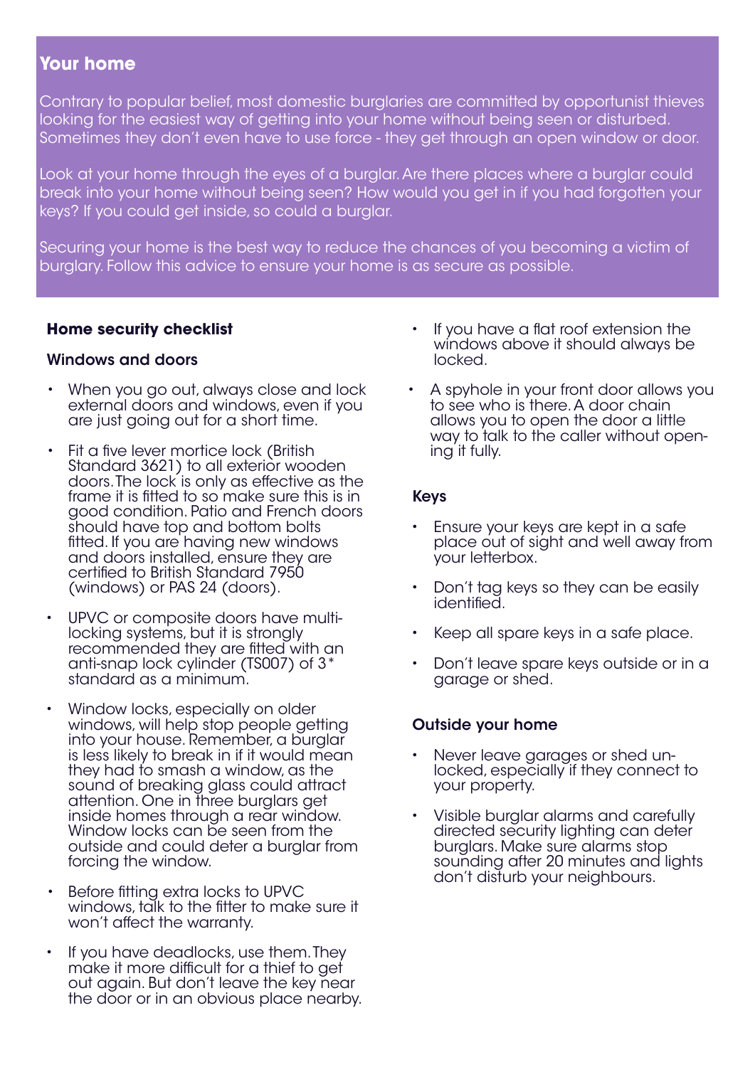## Your home

Contrary to popular belief, most domestic burglaries are committed by opportunist thieves looking for the easiest way of getting into your home without being seen or disturbed. Sometimes they don't even have to use force - they get through an open window or door.

Look at your home through the eyes of a burglar. Are there places where a burglar could break into your home without being seen? How would you get in if you had forgotten your keys? If you could get inside, so could a burglar.

Securing your home is the best way to reduce the chances of you becoming a victim of burglary. Follow this advice to ensure your home is as secure as possible.

### Home security checklist

#### Windows and doors

- When you go out, always close and lock external doors and windows, even if you are just going out for a short time.
- Fit a five lever mortice lock (British Standard 3621) to all exterior wooden doors. The lock is only as effective as the frame it is fitted to so make sure this is in good condition. Patio and French doors should have top and bottom bolts fitted. If you are having new windows and doors installed, ensure they are certified to British Standard 7950 (windows) or PAS 24 (doors).
- UPVC or composite doors have multi-locking systems, but it is strongly recommended they are fitted with an anti-snap lock cylinder (TS007) of 3* standard as a minimum.
- Window locks, especially on older windows, will help stop people getting into your house. Remember, a burglar is less likely to break in if it would mean they had to smash a window, as the sound of breaking glass could attract attention. One in three burglars get inside homes through a rear window. Window locks can be seen from the outside and could deter a burglar from forcing the window.
- Before fitting extra locks to UPVC windows, talk to the fitter to make sure it won't affect the warranty.
- If you have deadlocks, use them. They make it more difficult for a thief to get out again. But don't leave the key near the door or in an obvious place nearby.
- If you have a flat roof extension the windows above it should always be locked.
- A spyhole in your front door allows you to see who is there. A door chain allows you to open the door a little way to talk to the caller without opening it fully.

#### Keys

- Ensure your keys are kept in a safe place out of sight and well away from your letterbox.
- Don't tag keys so they can be easily identified.
- Keep all spare keys in a safe place.
- Don't leave spare keys outside or in a garage or shed.

#### Outside your home

- Never leave garages or shed unlocked, especially if they connect to your property.
- Visible burglar alarms and carefully directed security lighting can deter burglars. Make sure alarms stop sounding after 20 minutes and lights don't disturb your neighbours.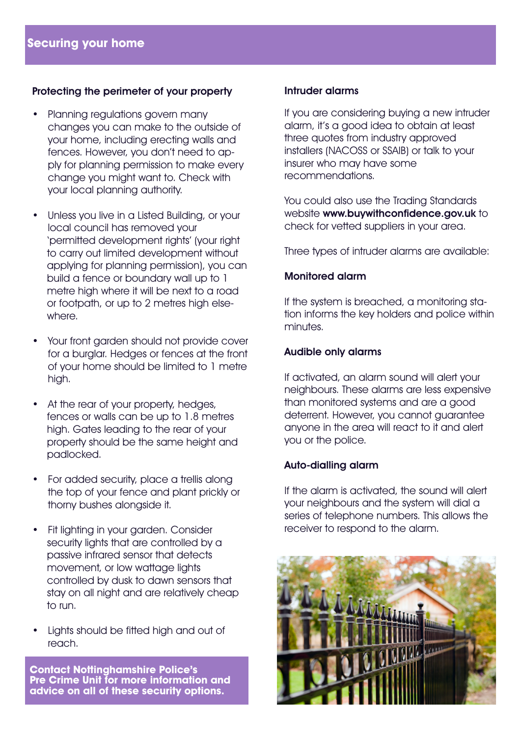# Securing your home

## Protecting the perimeter of your property

- Planning regulations govern many changes you can make to the outside of your home, including erecting walls and fences. However, you don't need to apply for planning permission to make every change you might want to. Check with your local planning authority.
- Unless you live in a Listed Building, or your local council has removed your 'permitted development rights' (your right to carry out limited development without applying for planning permission), you can build a fence or boundary wall up to 1 metre high where it will be next to a road or footpath, or up to 2 metres high elsewhere.
- Your front garden should not provide cover for a burglar. Hedges or fences at the front of your home should be limited to 1 metre high.
- At the rear of your property, hedges, fences or walls can be up to 1.8 metres high. Gates leading to the rear of your property should be the same height and padlocked.
- For added security, place a trellis along the top of your fence and plant prickly or thorny bushes alongside it.
- Fit lighting in your garden. Consider security lights that are controlled by a passive infrared sensor that detects movement, or low wattage lights controlled by dusk to dawn sensors that stay on all night and are relatively cheap to run.
- Lights should be fitted high and out of reach.

**Contact Nottinghamshire Police's Pre Crime Unit for more information and advice on all of these security options.**

## Intruder alarms

If you are considering buying a new intruder alarm, it's a good idea to obtain at least three quotes from industry approved installers (NACOSS or SSAIB) or talk to your insurer who may have some recommendations.

You could also use the Trading Standards website **www.buywithconfidence.gov.uk** to check for vetted suppliers in your area.

Three types of intruder alarms are available:

### Monitored alarm

If the system is breached, a monitoring station informs the key holders and police within minutes.

### Audible only alarms

If activated, an alarm sound will alert your neighbours. These alarms are less expensive than monitored systems and are a good deterrent. However, you cannot guarantee anyone in the area will react to it and alert you or the police.

### Auto-dialling alarm

If the alarm is activated, the sound will alert your neighbours and the system will dial a series of telephone numbers. This allows the receiver to respond to the alarm.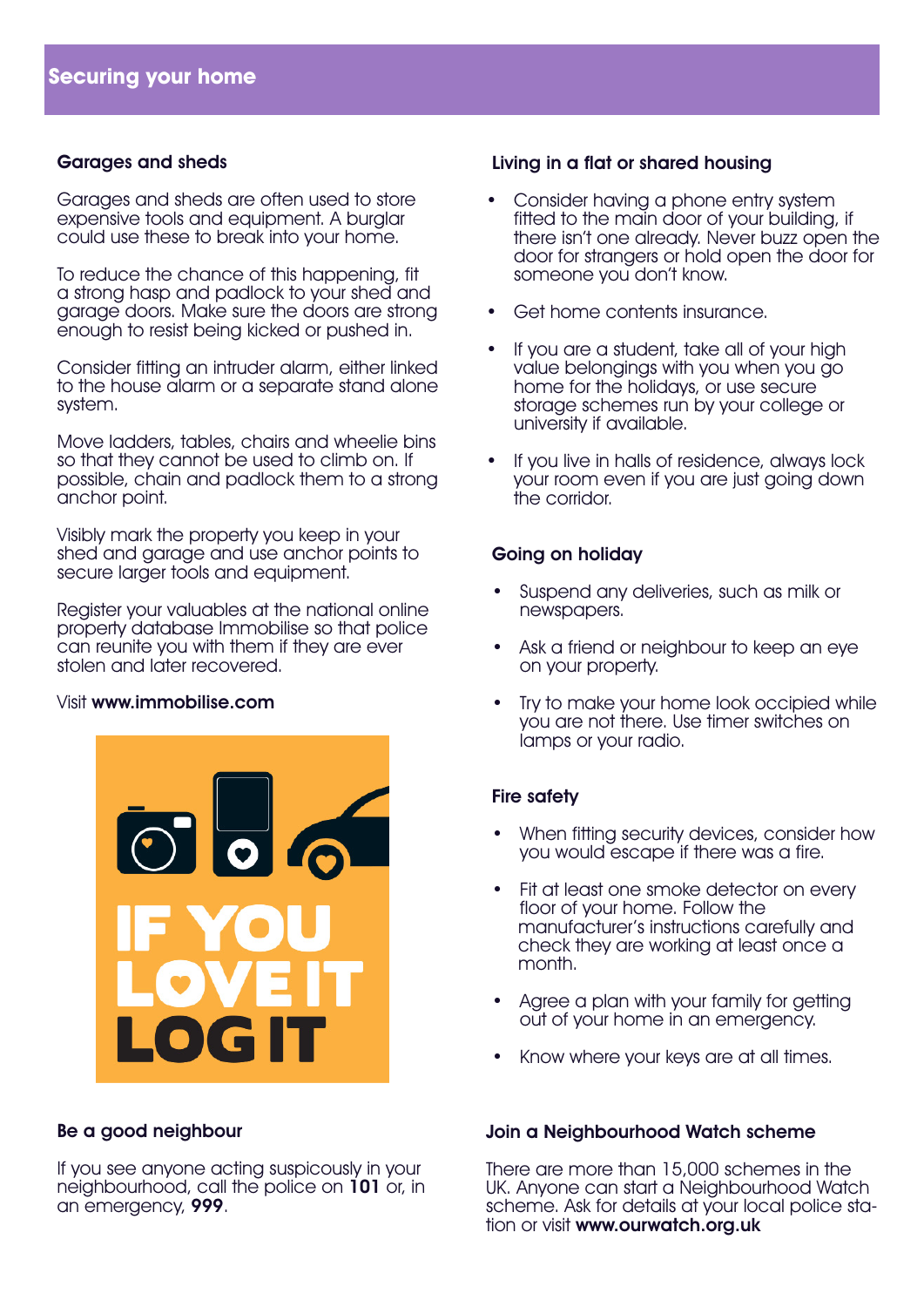# Securing your home

## Garages and sheds

Garages and sheds are often used to store expensive tools and equipment. A burglar could use these to break into your home.

To reduce the chance of this happening, fit a strong hasp and padlock to your shed and garage doors. Make sure the doors are strong enough to resist being kicked or pushed in.

Consider fitting an intruder alarm, either linked to the house alarm or a separate stand alone system.

Move ladders, tables, chairs and wheelie bins so that they cannot be used to climb on. If possible, chain and padlock them to a strong anchor point.

Visibly mark the property you keep in your shed and garage and use anchor points to secure larger tools and equipment.

Register your valuables at the national online property database Immobilise so that police can reunite you with them if they are ever stolen and later recovered.

Visit **www.immobilise.com**

IF YOU LOVE IT LOG IT

## Living in a flat or shared housing

- Consider having a phone entry system fitted to the main door of your building, if there isn't one already. Never buzz open the door for strangers or hold open the door for someone you don't know.
- Get home contents insurance.
- If you are a student, take all of your high value belongings with you when you go home for the holidays, or use secure storage schemes run by your college or university if available.
- If you live in halls of residence, always lock your room even if you are just going down the corridor.

## Going on holiday

- Suspend any deliveries, such as milk or newspapers.
- Ask a friend or neighbour to keep an eye on your property.
- Try to make your home look occipied while you are not there. Use timer switches on lamps or your radio.

## Fire safety

- When fitting security devices, consider how you would escape if there was a fire.
- Fit at least one smoke detector on every floor of your home. Follow the manufacturer's instructions carefully and check they are working at least once a month.
- Agree a plan with your family for getting out of your home in an emergency.
- Know where your keys are at all times.

## Be a good neighbour

If you see anyone acting suspicously in your neighbourhood, call the police on **101** or, in an emergency, **999**.

## Join a Neighbourhood Watch scheme

There are more than 15,000 schemes in the UK. Anyone can start a Neighbourhood Watch scheme. Ask for details at your local police station or visit **www.ourwatch.org.uk**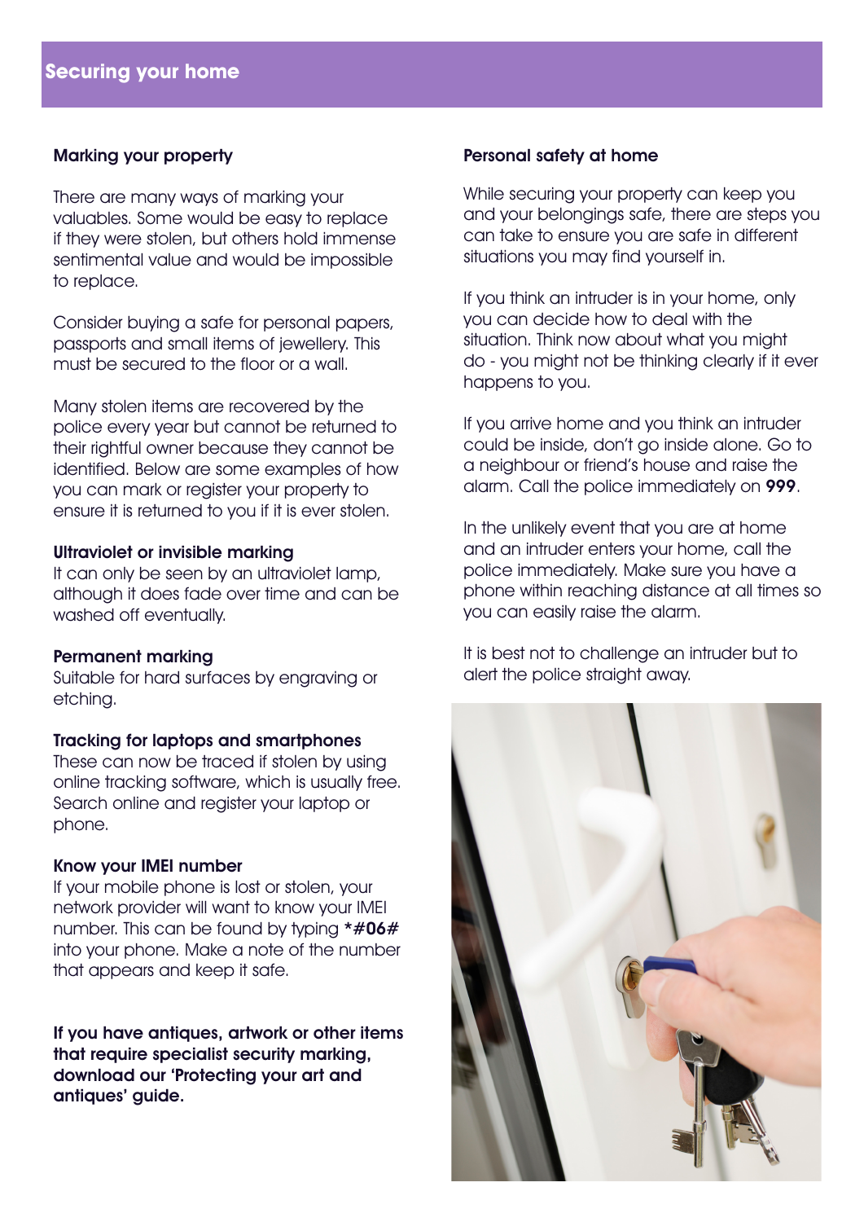# Securing your home

## Marking your property

There are many ways of marking your valuables. Some would be easy to replace if they were stolen, but others hold immense sentimental value and would be impossible to replace.

Consider buying a safe for personal papers, passports and small items of jewellery. This must be secured to the floor or a wall.

Many stolen items are recovered by the police every year but cannot be returned to their rightful owner because they cannot be identified. Below are some examples of how you can mark or register your property to ensure it is returned to you if it is ever stolen.

### Ultraviolet or invisible marking

It can only be seen by an ultraviolet lamp, although it does fade over time and can be washed off eventually.

### Permanent marking

Suitable for hard surfaces by engraving or etching.

### Tracking for laptops and smartphones

These can now be traced if stolen by using online tracking software, which is usually free. Search online and register your laptop or phone.

### Know your IMEI number

If your mobile phone is lost or stolen, your network provider will want to know your IMEI number. This can be found by typing **\*#06#** into your phone. Make a note of the number that appears and keep it safe.

**If you have antiques, artwork or other items that require specialist security marking, download our 'Protecting your art and antiques' guide.**

## Personal safety at home

While securing your property can keep you and your belongings safe, there are steps you can take to ensure you are safe in different situations you may find yourself in.

If you think an intruder is in your home, only you can decide how to deal with the situation. Think now about what you might do - you might not be thinking clearly if it ever happens to you.

If you arrive home and you think an intruder could be inside, don't go inside alone. Go to a neighbour or friend's house and raise the alarm. Call the police immediately on **999**.

In the unlikely event that you are at home and an intruder enters your home, call the police immediately. Make sure you have a phone within reaching distance at all times so you can easily raise the alarm.

It is best not to challenge an intruder but to alert the police straight away.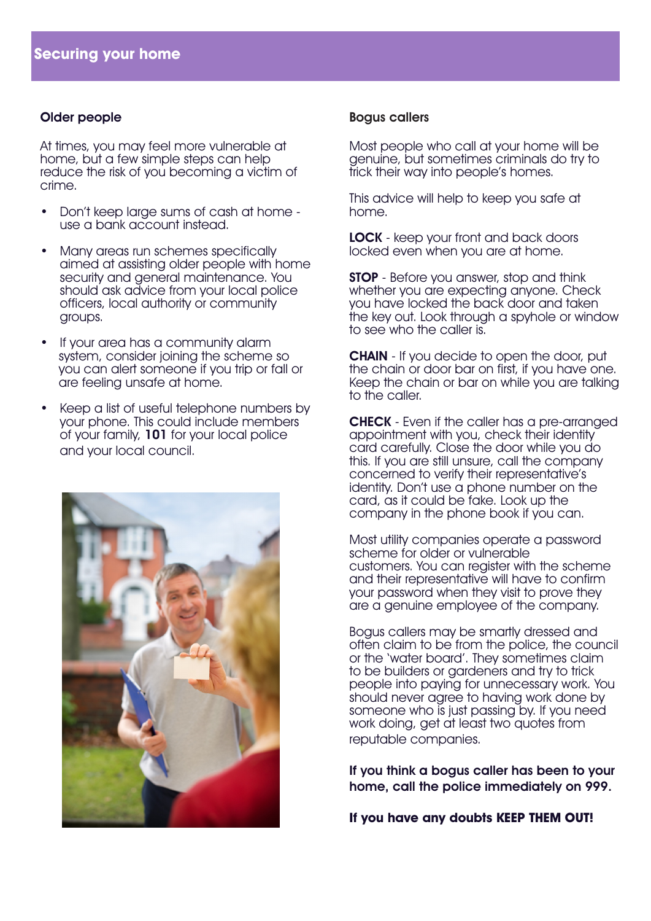# Securing your home

## Older people

At times, you may feel more vulnerable at home, but a few simple steps can help reduce the risk of you becoming a victim of crime.

- Don't keep large sums of cash at home - use a bank account instead.
- Many areas run schemes specifically aimed at assisting older people with home security and general maintenance. You should ask advice from your local police officers, local authority or community groups.
- If your area has a community alarm system, consider joining the scheme so you can alert someone if you trip or fall or are feeling unsafe at home.
- Keep a list of useful telephone numbers by your phone. This could include members of your family, **101** for your local police and your local council.

## Bogus callers

Most people who call at your home will be genuine, but sometimes criminals do try to trick their way into people's homes.

This advice will help to keep you safe at home.

**LOCK** - keep your front and back doors locked even when you are at home.

**STOP** - Before you answer, stop and think whether you are expecting anyone. Check you have locked the back door and taken the key out. Look through a spyhole or window to see who the caller is.

**CHAIN** - If you decide to open the door, put the chain or door bar on first, if you have one. Keep the chain or bar on while you are talking to the caller.

**CHECK** - Even if the caller has a pre-arranged appointment with you, check their identity card carefully. Close the door while you do this. If you are still unsure, call the company concerned to verify their representative's identity. Don't use a phone number on the card, as it could be fake. Look up the company in the phone book if you can.

Most utility companies operate a password scheme for older or vulnerable customers. You can register with the scheme and their representative will have to confirm your password when they visit to prove they are a genuine employee of the company.

Bogus callers may be smartly dressed and often claim to be from the police, the council or the 'water board'. They sometimes claim to be builders or gardeners and try to trick people into paying for unnecessary work. You should never agree to having work done by someone who is just passing by. If you need work doing, get at least two quotes from reputable companies.

**If you think a bogus caller has been to your home, call the police immediately on 999.**

**If you have any doubts KEEP THEM OUT!**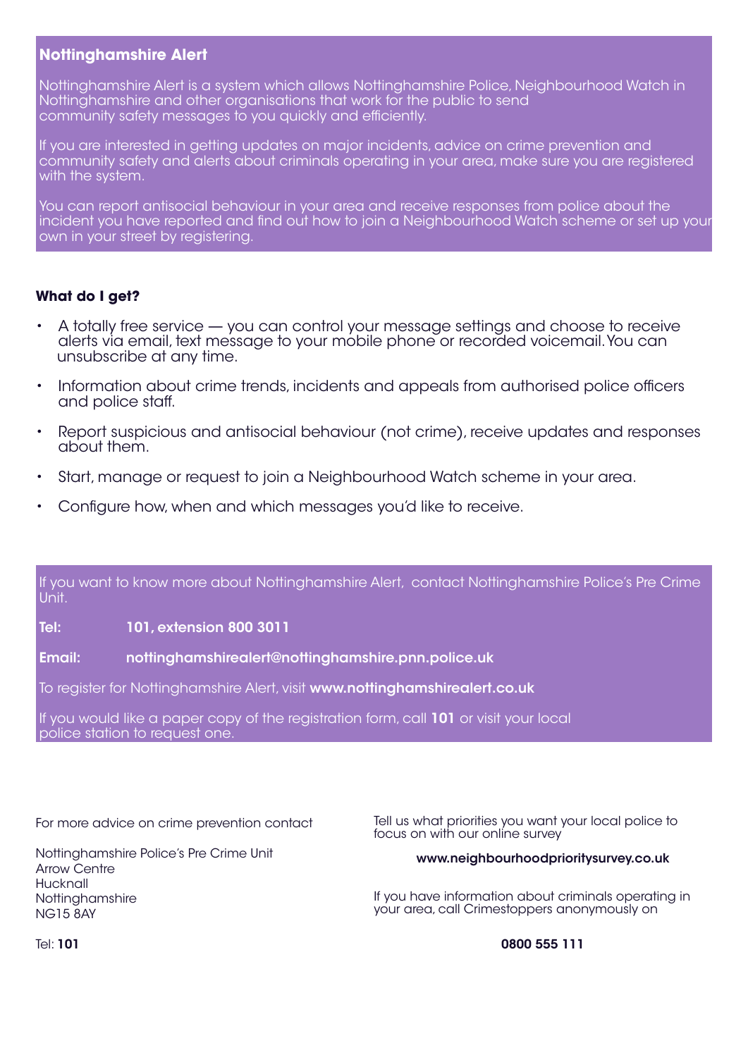## Nottinghamshire Alert

Nottinghamshire Alert is a system which allows Nottinghamshire Police, Neighbourhood Watch in Nottinghamshire and other organisations that work for the public to send community safety messages to you quickly and efficiently.

If you are interested in getting updates on major incidents, advice on crime prevention and community safety and alerts about criminals operating in your area, make sure you are registered with the system.

You can report antisocial behaviour in your area and receive responses from police about the incident you have reported and find out how to join a Neighbourhood Watch scheme or set up your own in your street by registering.

### What do I get?

- A totally free service — you can control your message settings and choose to receive alerts via email, text message to your mobile phone or recorded voicemail. You can unsubscribe at any time.
- Information about crime trends, incidents and appeals from authorised police officers and police staff.
- Report suspicious and antisocial behaviour (not crime), receive updates and responses about them.
- Start, manage or request to join a Neighbourhood Watch scheme in your area.
- Configure how, when and which messages you'd like to receive.

If you want to know more about Nottinghamshire Alert, contact Nottinghamshire Police's Pre Crime Unit.

**Tel:** **101, extension 800 3011**

**Email:** **nottinghamshirealert@nottinghamshire.pnn.police.uk**

To register for Nottinghamshire Alert, visit **www.nottinghamshirealert.co.uk**

If you would like a paper copy of the registration form, call **101** or visit your local police station to request one.

For more advice on crime prevention contact

Nottinghamshire Police's Pre Crime Unit
Arrow Centre
Hucknall
Nottinghamshire
NG15 8AY

Tel: **101**

Tell us what priorities you want your local police to focus on with our online survey

**www.neighbourhoodprioritysurvey.co.uk**

If you have information about criminals operating in your area, call Crimestoppers anonymously on

**0800 555 111**